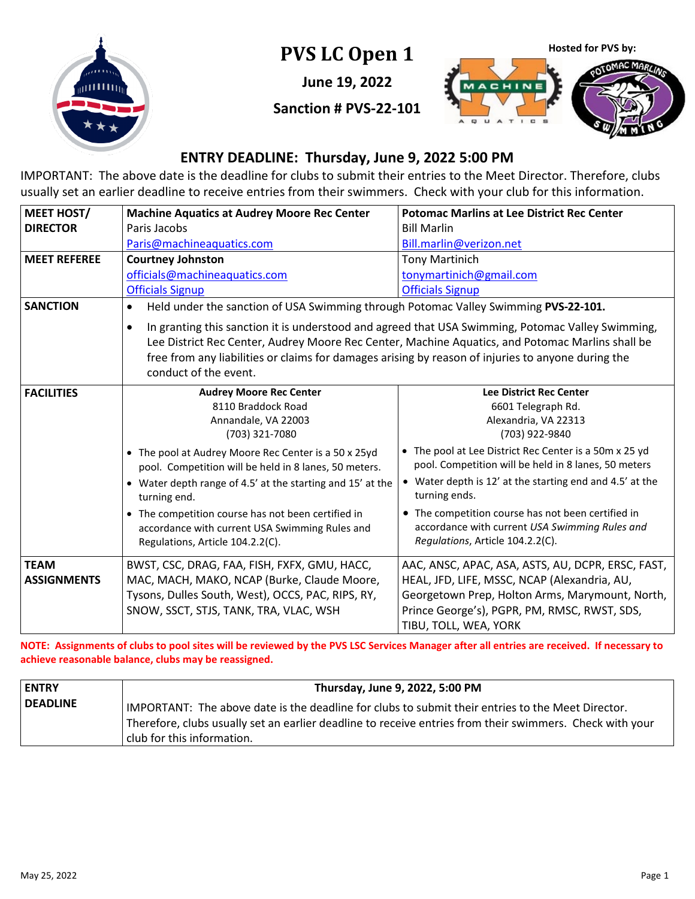# PVS LC Open 1

**June 19, 2022**

**Sanction # PVS-22-101**

**Hosted for PVS by:**

## ENTRY DEADLINE: Thursday, June 9, 2022 5:00 PM

IMPORTANT: The above date is the deadline for clubs to submit their entries to the Meet Director. Therefore, clubs usually set an earlier deadline to receive entries from their swimmers. Check with your club for this information.

| | | |
|---|---|---|
| **MEET HOST/ DIRECTOR** | **Machine Aquatics at Audrey Moore Rec Center**<br>Paris Jacobs<br>Paris@machineaquatics.com | **Potomac Marlins at Lee District Rec Center**<br>Bill Marlin<br>Bill.marlin@verizon.net |
| **MEET REFEREE** | **Courtney Johnston**<br>officials@machineaquatics.com<br>Officials Signup | Tony Martinich<br>tonymartinich@gmail.com<br>Officials Signup |
| **SANCTION** | • Held under the sanction of USA Swimming through Potomac Valley Swimming **PVS-22-101.**<br>• In granting this sanction it is understood and agreed that USA Swimming, Potomac Valley Swimming, Lee District Rec Center, Audrey Moore Rec Center, Machine Aquatics, and Potomac Marlins shall be free from any liabilities or claims for damages arising by reason of injuries to anyone during the conduct of the event. | |
| **FACILITIES** | **Audrey Moore Rec Center**<br>8110 Braddock Road<br>Annandale, VA 22003<br>(703) 321-7080<br>• The pool at Audrey Moore Rec Center is a 50 x 25yd pool. Competition will be held in 8 lanes, 50 meters.<br>• Water depth range of 4.5' at the starting and 15' at the turning end.<br>• The competition course has not been certified in accordance with current USA Swimming Rules and Regulations, Article 104.2.2(C). | **Lee District Rec Center**<br>6601 Telegraph Rd.<br>Alexandria, VA 22313<br>(703) 922-9840<br>• The pool at Lee District Rec Center is a 50m x 25 yd pool. Competition will be held in 8 lanes, 50 meters<br>• Water depth is 12' at the starting end and 4.5' at the turning ends.<br>• The competition course has not been certified in accordance with current *USA Swimming Rules and Regulations*, Article 104.2.2(C). |
| **TEAM ASSIGNMENTS** | BWST, CSC, DRAG, FAA, FISH, FXFX, GMU, HACC, MAC, MACH, MAKO, NCAP (Burke, Claude Moore, Tysons, Dulles South, West), OCCS, PAC, RIPS, RY, SNOW, SSCT, STJS, TANK, TRA, VLAC, WSH | AAC, ANSC, APAC, ASA, ASTS, AU, DCPR, ERSC, FAST, HEAL, JFD, LIFE, MSSC, NCAP (Alexandria, AU, Georgetown Prep, Holton Arms, Marymount, North, Prince George's), PGPR, PM, RMSC, RWST, SDS, TIBU, TOLL, WEA, YORK |

**NOTE: Assignments of clubs to pool sites will be reviewed by the PVS LSC Services Manager after all entries are received. If necessary to achieve reasonable balance, clubs may be reassigned.**

| | |
|---|---|
| **ENTRY DEADLINE** | **Thursday, June 9, 2022, 5:00 PM**<br>IMPORTANT: The above date is the deadline for clubs to submit their entries to the Meet Director. Therefore, clubs usually set an earlier deadline to receive entries from their swimmers. Check with your club for this information. |

May 25, 2022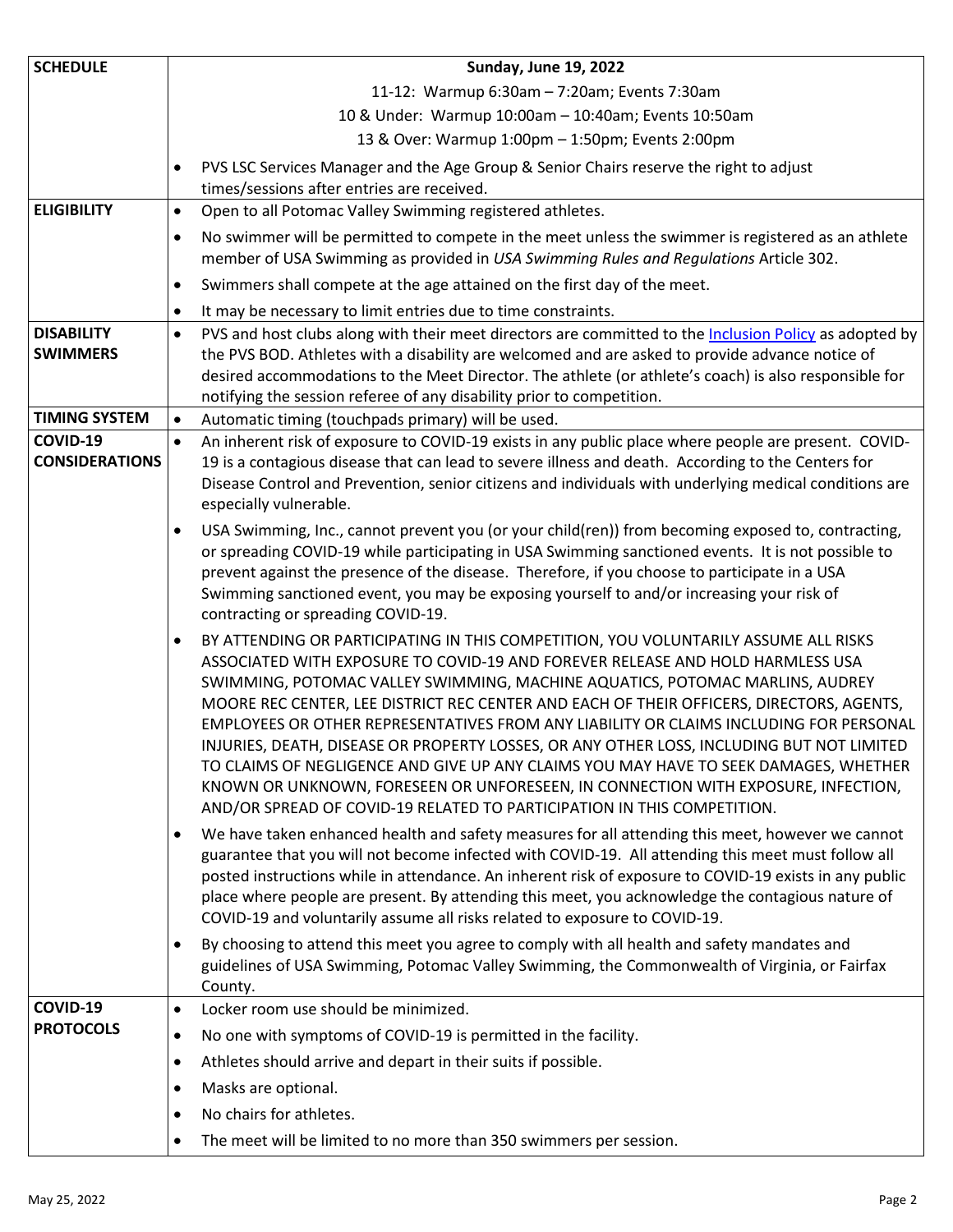| | |
|---|---|
| **SCHEDULE** | **Sunday, June 19, 2022**<br>11-12: Warmup 6:30am – 7:20am; Events 7:30am<br>10 & Under: Warmup 10:00am – 10:40am; Events 10:50am<br>13 & Over: Warmup 1:00pm – 1:50pm; Events 2:00pm<br>• PVS LSC Services Manager and the Age Group & Senior Chairs reserve the right to adjust times/sessions after entries are received. |
| **ELIGIBILITY** | • Open to all Potomac Valley Swimming registered athletes.<br>• No swimmer will be permitted to compete in the meet unless the swimmer is registered as an athlete member of USA Swimming as provided in *USA Swimming Rules and Regulations* Article 302.<br>• Swimmers shall compete at the age attained on the first day of the meet.<br>• It may be necessary to limit entries due to time constraints. |
| **DISABILITY SWIMMERS** | • PVS and host clubs along with their meet directors are committed to the Inclusion Policy as adopted by the PVS BOD. Athletes with a disability are welcomed and are asked to provide advance notice of desired accommodations to the Meet Director. The athlete (or athlete's coach) is also responsible for notifying the session referee of any disability prior to competition. |
| **TIMING SYSTEM** | • Automatic timing (touchpads primary) will be used. |
| **COVID-19 CONSIDERATIONS** | • An inherent risk of exposure to COVID-19 exists in any public place where people are present. COVID-19 is a contagious disease that can lead to severe illness and death. According to the Centers for Disease Control and Prevention, senior citizens and individuals with underlying medical conditions are especially vulnerable.<br>• USA Swimming, Inc., cannot prevent you (or your child(ren)) from becoming exposed to, contracting, or spreading COVID-19 while participating in USA Swimming sanctioned events. It is not possible to prevent against the presence of the disease. Therefore, if you choose to participate in a USA Swimming sanctioned event, you may be exposing yourself to and/or increasing your risk of contracting or spreading COVID-19.<br>• BY ATTENDING OR PARTICIPATING IN THIS COMPETITION, YOU VOLUNTARILY ASSUME ALL RISKS ASSOCIATED WITH EXPOSURE TO COVID-19 AND FOREVER RELEASE AND HOLD HARMLESS USA SWIMMING, POTOMAC VALLEY SWIMMING, MACHINE AQUATICS, POTOMAC MARLINS, AUDREY MOORE REC CENTER, LEE DISTRICT REC CENTER AND EACH OF THEIR OFFICERS, DIRECTORS, AGENTS, EMPLOYEES OR OTHER REPRESENTATIVES FROM ANY LIABILITY OR CLAIMS INCLUDING FOR PERSONAL INJURIES, DEATH, DISEASE OR PROPERTY LOSSES, OR ANY OTHER LOSS, INCLUDING BUT NOT LIMITED TO CLAIMS OF NEGLIGENCE AND GIVE UP ANY CLAIMS YOU MAY HAVE TO SEEK DAMAGES, WHETHER KNOWN OR UNKNOWN, FORESEEN OR UNFORESEEN, IN CONNECTION WITH EXPOSURE, INFECTION, AND/OR SPREAD OF COVID-19 RELATED TO PARTICIPATION IN THIS COMPETITION.<br>• We have taken enhanced health and safety measures for all attending this meet, however we cannot guarantee that you will not become infected with COVID-19. All attending this meet must follow all posted instructions while in attendance. An inherent risk of exposure to COVID-19 exists in any public place where people are present. By attending this meet, you acknowledge the contagious nature of COVID-19 and voluntarily assume all risks related to exposure to COVID-19.<br>• By choosing to attend this meet you agree to comply with all health and safety mandates and guidelines of USA Swimming, Potomac Valley Swimming, the Commonwealth of Virginia, or Fairfax County. |
| **COVID-19 PROTOCOLS** | • Locker room use should be minimized.<br>• No one with symptoms of COVID-19 is permitted in the facility.<br>• Athletes should arrive and depart in their suits if possible.<br>• Masks are optional.<br>• No chairs for athletes.<br>• The meet will be limited to no more than 350 swimmers per session. |

May 25, 2022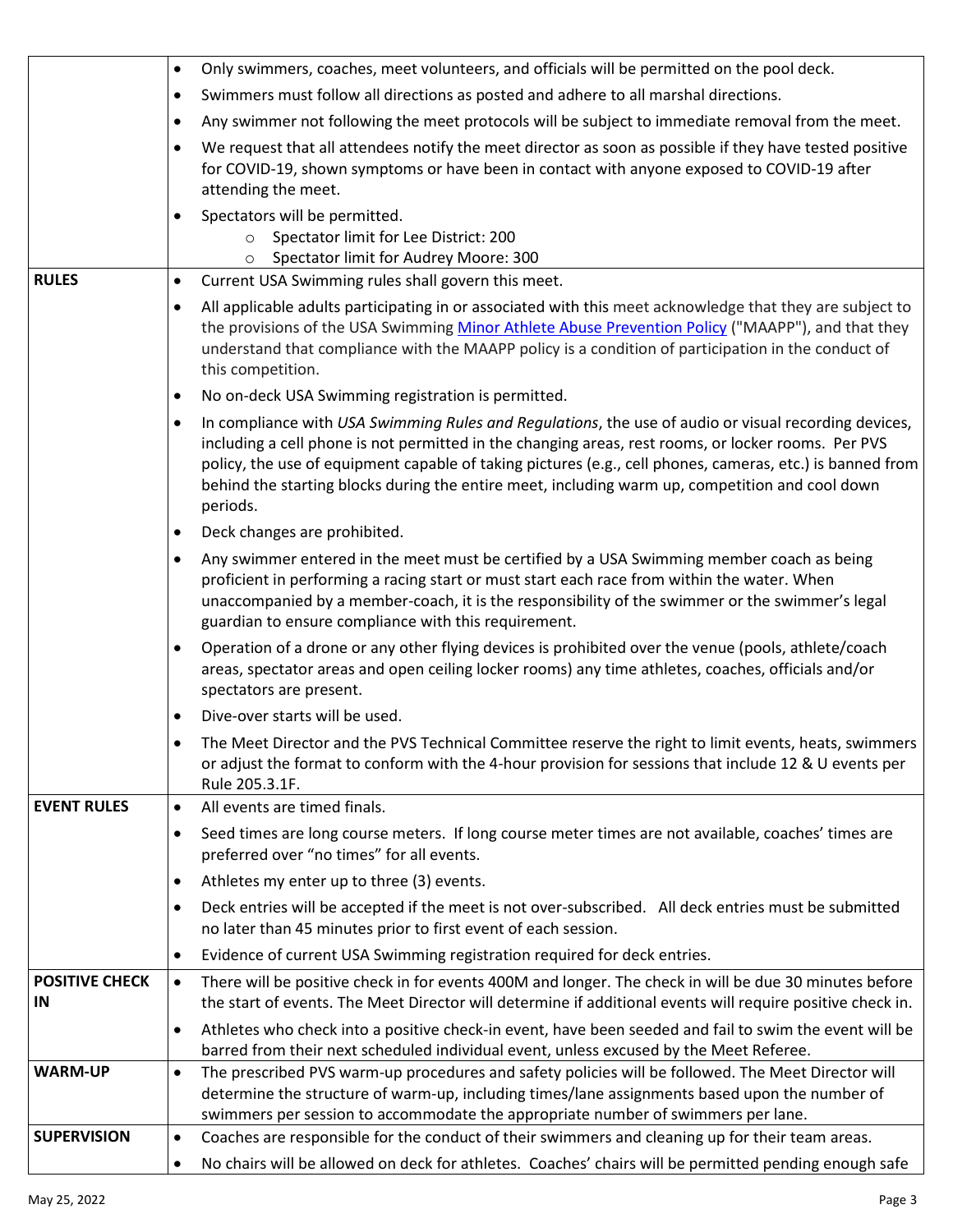| | |
|---|---|
| | • Only swimmers, coaches, meet volunteers, and officials will be permitted on the pool deck.<br>• Swimmers must follow all directions as posted and adhere to all marshal directions.<br>• Any swimmer not following the meet protocols will be subject to immediate removal from the meet.<br>• We request that all attendees notify the meet director as soon as possible if they have tested positive for COVID-19, shown symptoms or have been in contact with anyone exposed to COVID-19 after attending the meet.<br>• Spectators will be permitted.<br>  ○ Spectator limit for Lee District: 200<br>  ○ Spectator limit for Audrey Moore: 300 |
| **RULES** | • Current USA Swimming rules shall govern this meet.<br>• All applicable adults participating in or associated with this meet acknowledge that they are subject to the provisions of the USA Swimming Minor Athlete Abuse Prevention Policy ("MAAPP"), and that they understand that compliance with the MAAPP policy is a condition of participation in the conduct of this competition.<br>• No on-deck USA Swimming registration is permitted.<br>• In compliance with *USA Swimming Rules and Regulations*, the use of audio or visual recording devices, including a cell phone is not permitted in the changing areas, rest rooms, or locker rooms. Per PVS policy, the use of equipment capable of taking pictures (e.g., cell phones, cameras, etc.) is banned from behind the starting blocks during the entire meet, including warm up, competition and cool down periods.<br>• Deck changes are prohibited.<br>• Any swimmer entered in the meet must be certified by a USA Swimming member coach as being proficient in performing a racing start or must start each race from within the water. When unaccompanied by a member-coach, it is the responsibility of the swimmer or the swimmer's legal guardian to ensure compliance with this requirement.<br>• Operation of a drone or any other flying devices is prohibited over the venue (pools, athlete/coach areas, spectator areas and open ceiling locker rooms) any time athletes, coaches, officials and/or spectators are present.<br>• Dive-over starts will be used.<br>• The Meet Director and the PVS Technical Committee reserve the right to limit events, heats, swimmers or adjust the format to conform with the 4-hour provision for sessions that include 12 & U events per Rule 205.3.1F. |
| **EVENT RULES** | • All events are timed finals.<br>• Seed times are long course meters. If long course meter times are not available, coaches' times are preferred over "no times" for all events.<br>• Athletes my enter up to three (3) events.<br>• Deck entries will be accepted if the meet is not over-subscribed. All deck entries must be submitted no later than 45 minutes prior to first event of each session.<br>• Evidence of current USA Swimming registration required for deck entries. |
| **POSITIVE CHECK IN** | • There will be positive check in for events 400M and longer. The check in will be due 30 minutes before the start of events. The Meet Director will determine if additional events will require positive check in.<br>• Athletes who check into a positive check-in event, have been seeded and fail to swim the event will be barred from their next scheduled individual event, unless excused by the Meet Referee. |
| **WARM-UP** | • The prescribed PVS warm-up procedures and safety policies will be followed. The Meet Director will determine the structure of warm-up, including times/lane assignments based upon the number of swimmers per session to accommodate the appropriate number of swimmers per lane. |
| **SUPERVISION** | • Coaches are responsible for the conduct of their swimmers and cleaning up for their team areas.<br>• No chairs will be allowed on deck for athletes. Coaches' chairs will be permitted pending enough safe |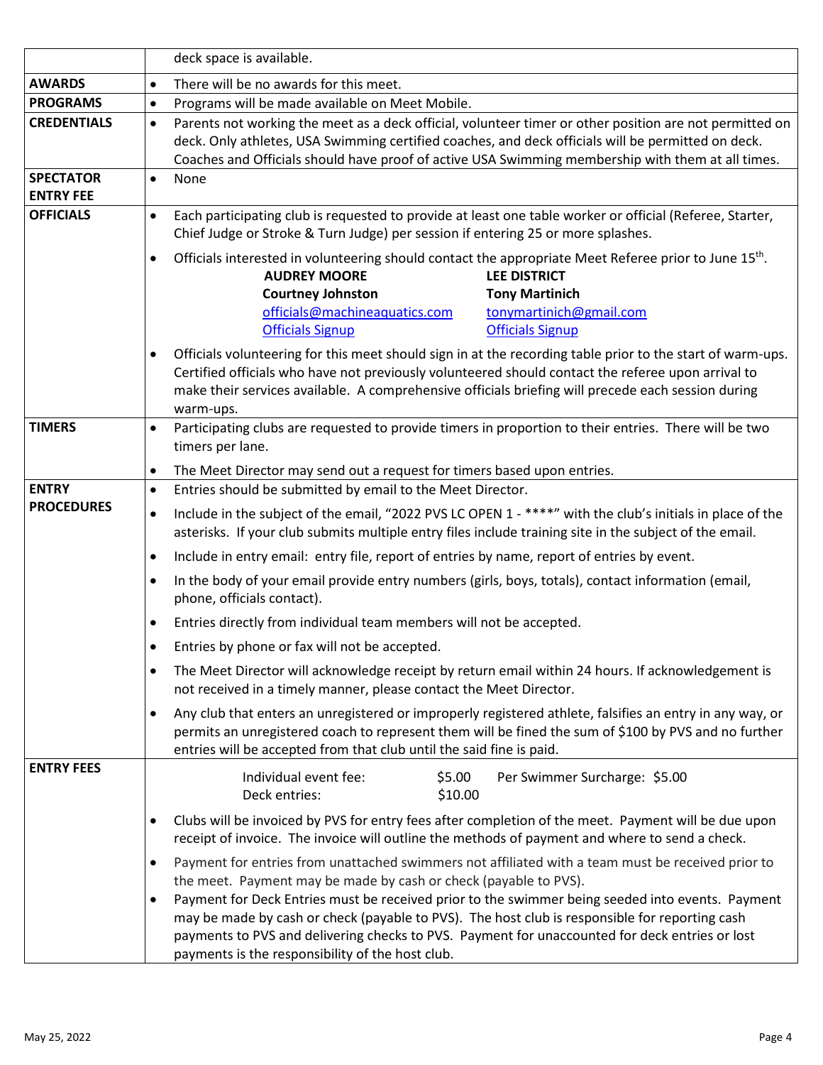| | |
|---|---|
| | deck space is available. |
| **AWARDS** | • There will be no awards for this meet. |
| **PROGRAMS** | • Programs will be made available on Meet Mobile. |
| **CREDENTIALS** | • Parents not working the meet as a deck official, volunteer timer or other position are not permitted on deck. Only athletes, USA Swimming certified coaches, and deck officials will be permitted on deck. Coaches and Officials should have proof of active USA Swimming membership with them at all times. |
| **SPECTATOR ENTRY FEE** | • None |
| **OFFICIALS** | • Each participating club is requested to provide at least one table worker or official (Referee, Starter, Chief Judge or Stroke & Turn Judge) per session if entering 25 or more splashes.<br>• Officials interested in volunteering should contact the appropriate Meet Referee prior to June 15th.<br>**AUDREY MOORE** — **Courtney Johnston**, officials@machineaquatics.com, Officials Signup<br>**LEE DISTRICT** — **Tony Martinich**, tonymartinich@gmail.com, Officials Signup<br>• Officials volunteering for this meet should sign in at the recording table prior to the start of warm-ups. Certified officials who have not previously volunteered should contact the referee upon arrival to make their services available. A comprehensive officials briefing will precede each session during warm-ups. |
| **TIMERS** | • Participating clubs are requested to provide timers in proportion to their entries. There will be two timers per lane.<br>• The Meet Director may send out a request for timers based upon entries. |
| **ENTRY PROCEDURES** | • Entries should be submitted by email to the Meet Director.<br>• Include in the subject of the email, "2022 PVS LC OPEN 1 - ****" with the club's initials in place of the asterisks. If your club submits multiple entry files include training site in the subject of the email.<br>• Include in entry email: entry file, report of entries by name, report of entries by event.<br>• In the body of your email provide entry numbers (girls, boys, totals), contact information (email, phone, officials contact).<br>• Entries directly from individual team members will not be accepted.<br>• Entries by phone or fax will not be accepted.<br>• The Meet Director will acknowledge receipt by return email within 24 hours. If acknowledgement is not received in a timely manner, please contact the Meet Director.<br>• Any club that enters an unregistered or improperly registered athlete, falsifies an entry in any way, or permits an unregistered coach to represent them will be fined the sum of $100 by PVS and no further entries will be accepted from that club until the said fine is paid. |
| **ENTRY FEES** | Individual event fee: $5.00 — Per Swimmer Surcharge: $5.00<br>Deck entries: $10.00<br>• Clubs will be invoiced by PVS for entry fees after completion of the meet. Payment will be due upon receipt of invoice. The invoice will outline the methods of payment and where to send a check.<br>• Payment for entries from unattached swimmers not affiliated with a team must be received prior to the meet. Payment may be made by cash or check (payable to PVS).<br>• Payment for Deck Entries must be received prior to the swimmer being seeded into events. Payment may be made by cash or check (payable to PVS). The host club is responsible for reporting cash payments to PVS and delivering checks to PVS. Payment for unaccounted for deck entries or lost payments is the responsibility of the host club. |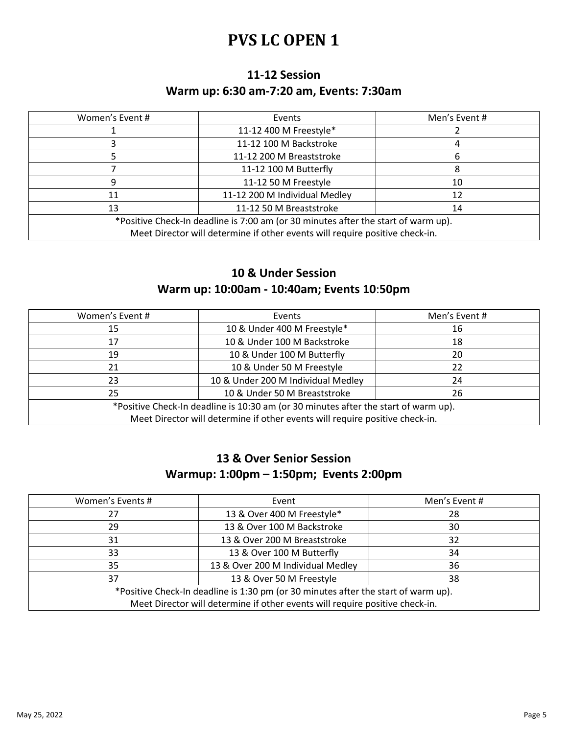# PVS LC OPEN 1

## 11-12 Session

## Warm up: 6:30 am-7:20 am, Events: 7:30am

| Women's Event # | Events | Men's Event # |
|---|---|---|
| 1 | 11-12 400 M Freestyle* | 2 |
| 3 | 11-12 100 M Backstroke | 4 |
| 5 | 11-12 200 M Breaststroke | 6 |
| 7 | 11-12 100 M Butterfly | 8 |
| 9 | 11-12 50 M Freestyle | 10 |
| 11 | 11-12 200 M Individual Medley | 12 |
| 13 | 11-12 50 M Breaststroke | 14 |
| *Positive Check-In deadline is 7:00 am (or 30 minutes after the start of warm up). Meet Director will determine if other events will require positive check-in. | | |

## 10 & Under Session

## Warm up: 10:00am - 10:40am; Events 10:50pm

| Women's Event # | Events | Men's Event # |
|---|---|---|
| 15 | 10 & Under 400 M Freestyle* | 16 |
| 17 | 10 & Under 100 M Backstroke | 18 |
| 19 | 10 & Under 100 M Butterfly | 20 |
| 21 | 10 & Under 50 M Freestyle | 22 |
| 23 | 10 & Under 200 M Individual Medley | 24 |
| 25 | 10 & Under 50 M Breaststroke | 26 |
| *Positive Check-In deadline is 10:30 am (or 30 minutes after the start of warm up). Meet Director will determine if other events will require positive check-in. | | |

## 13 & Over Senior Session

## Warmup: 1:00pm – 1:50pm; Events 2:00pm

| Women's Events # | Event | Men's Event # |
|---|---|---|
| 27 | 13 & Over 400 M Freestyle* | 28 |
| 29 | 13 & Over 100 M Backstroke | 30 |
| 31 | 13 & Over 200 M Breaststroke | 32 |
| 33 | 13 & Over 100 M Butterfly | 34 |
| 35 | 13 & Over 200 M Individual Medley | 36 |
| 37 | 13 & Over 50 M Freestyle | 38 |
| *Positive Check-In deadline is 1:30 pm (or 30 minutes after the start of warm up). Meet Director will determine if other events will require positive check-in. | | |